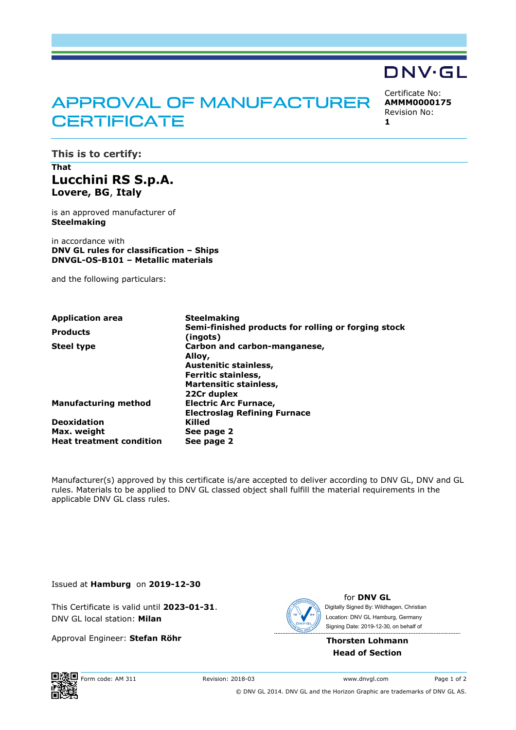DNV·GL

# APPROVAL OF MANUFACTURER CERTIFICATE

Certificate No:
**AMMM0000175**
Revision No:
**1**

## This is to certify:

**That**

**Lucchini RS S.p.A.**
**Lovere, BG, Italy**

is an approved manufacturer of
**Steelmaking**

in accordance with
**DNV GL rules for classification – Ships**
**DNVGL-OS-B101 – Metallic materials**

and the following particulars:

| | |
|---|---|
| **Application area** | **Steelmaking** |
| **Products** | **Semi-finished products for rolling or forging stock (ingots)** |
| **Steel type** | **Carbon and carbon-manganese, Alloy, Austenitic stainless, Ferritic stainless, Martensitic stainless, 22Cr duplex** |
| **Manufacturing method** | **Electric Arc Furnace, Electroslag Refining Furnace** |
| **Deoxidation** | **Killed** |
| **Max. weight** | **See page 2** |
| **Heat treatment condition** | **See page 2** |

Manufacturer(s) approved by this certificate is/are accepted to deliver according to DNV GL, DNV and GL rules. Materials to be applied to DNV GL classed object shall fulfill the material requirements in the applicable DNV GL class rules.

Issued at **Hamburg** on **2019-12-30**

This Certificate is valid until **2023-01-31**.
DNV GL local station: **Milan**

Approval Engineer: **Stefan Röhr**

for **DNV GL**
Digitally Signed By: Wildhagen, Christian
Location: DNV GL Hamburg, Germany
Signing Date: 2019-12-30, on behalf of

**Thorsten Lohmann**
**Head of Section**

Form code: AM 311 Revision: 2018-03 www.dnvgl.com

© DNV GL 2014. DNV GL and the Horizon Graphic are trademarks of DNV GL AS.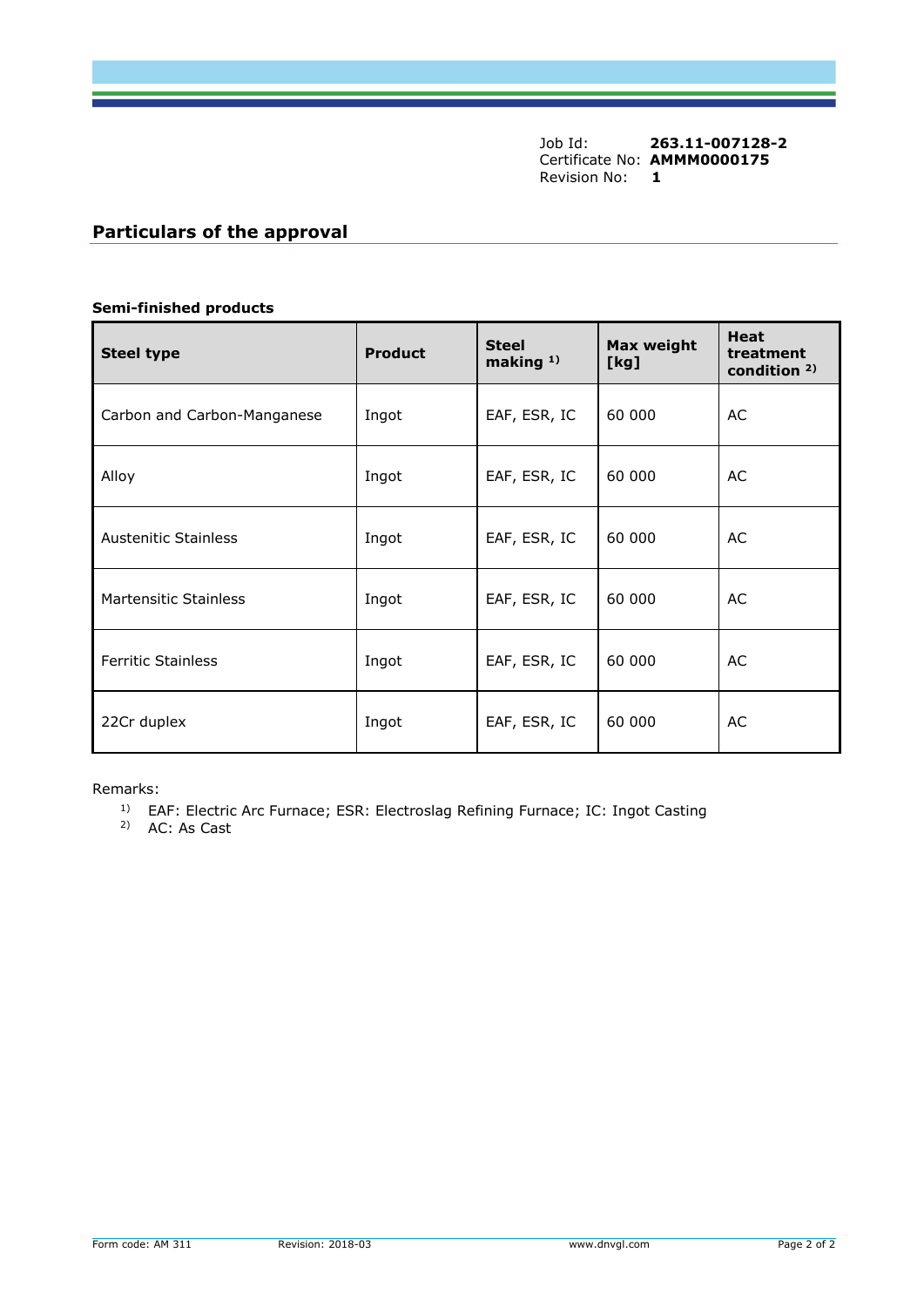Job Id: **263.11-007128-2**
Certificate No: **AMMM0000175**
Revision No: **1**

## Particulars of the approval

**Semi-finished products**

| Steel type | Product | Steel making [1] | Max weight [kg] | Heat treatment condition [2] |
|---|---|---|---|---|
| Carbon and Carbon-Manganese | Ingot | EAF, ESR, IC | 60 000 | AC |
| Alloy | Ingot | EAF, ESR, IC | 60 000 | AC |
| Austenitic Stainless | Ingot | EAF, ESR, IC | 60 000 | AC |
| Martensitic Stainless | Ingot | EAF, ESR, IC | 60 000 | AC |
| Ferritic Stainless | Ingot | EAF, ESR, IC | 60 000 | AC |
| 22Cr duplex | Ingot | EAF, ESR, IC | 60 000 | AC |

Remarks:

[1] EAF: Electric Arc Furnace; ESR: Electroslag Refining Furnace; IC: Ingot Casting

[2] AC: As Cast